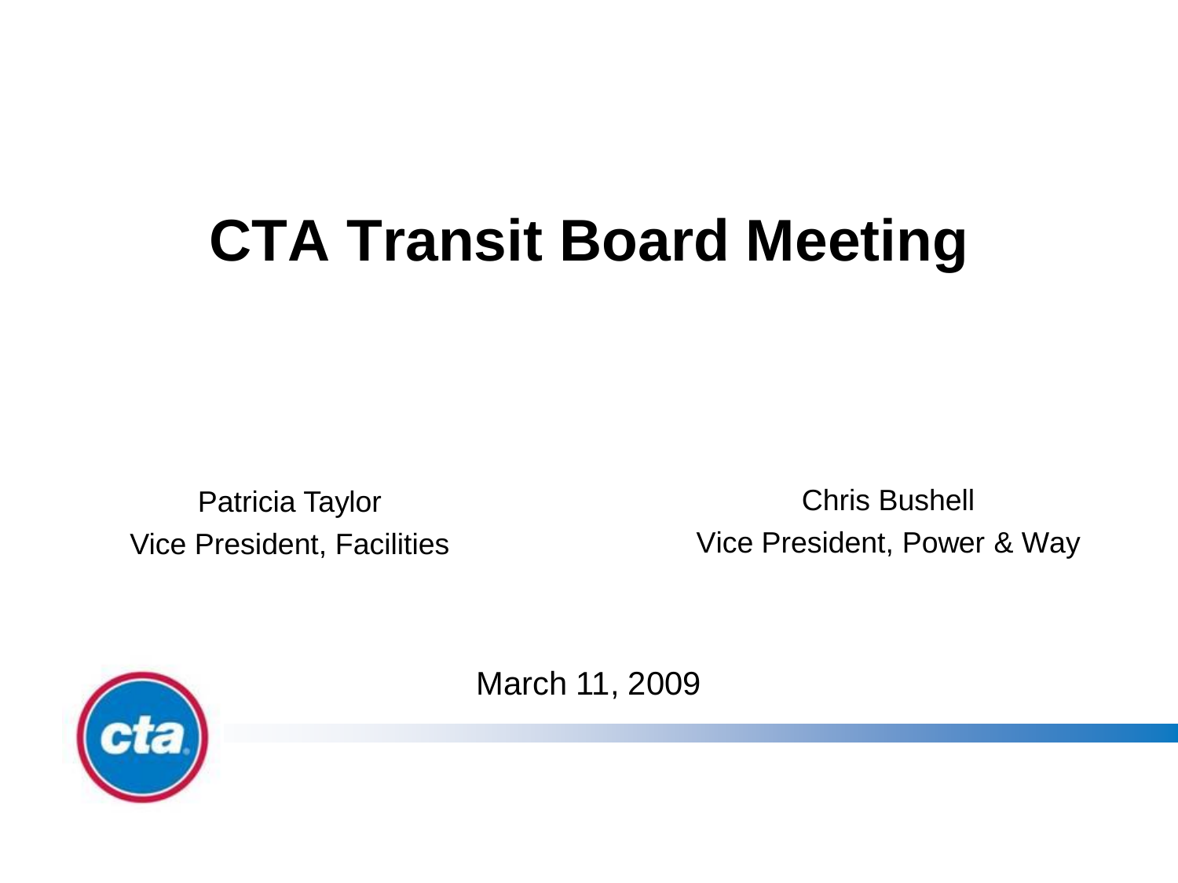# CTA Transit Board Meeting

Patricia Taylor
Vice President, Facilities

Chris Bushell
Vice President, Power & Way

March 11, 2009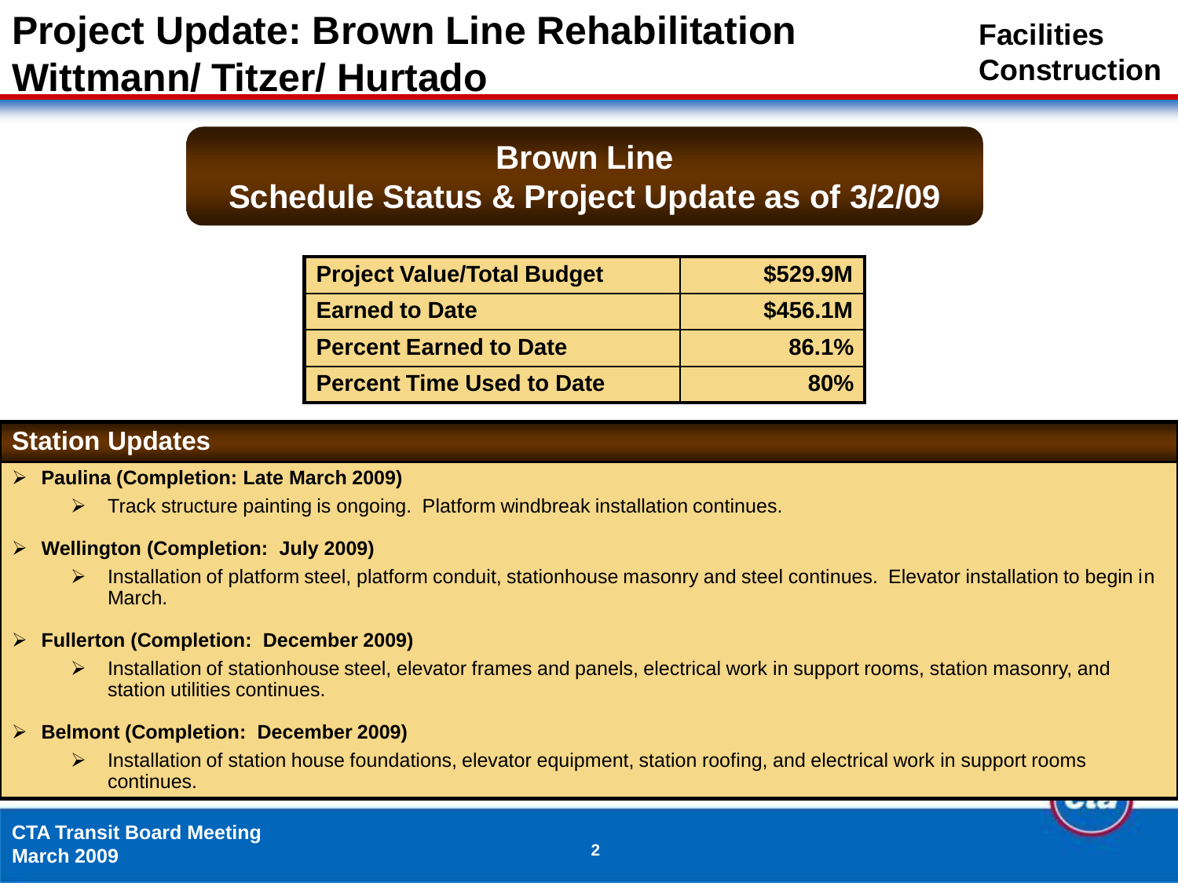# Project Update: Brown Line Rehabilitation Wittmann/ Titzer/ Hurtado

**Facilities Construction**

## Brown Line Schedule Status & Project Update as of 3/2/09

| Project Value/Total Budget | $529.9M |
|---|---|
| Earned to Date | $456.1M |
| Percent Earned to Date | 86.1% |
| Percent Time Used to Date | 80% |

## Station Updates

- **Paulina (Completion: Late March 2009)**
  - Track structure painting is ongoing. Platform windbreak installation continues.
- **Wellington (Completion: July 2009)**
  - Installation of platform steel, platform conduit, stationhouse masonry and steel continues. Elevator installation to begin in March.
- **Fullerton (Completion: December 2009)**
  - Installation of stationhouse steel, elevator frames and panels, electrical work in support rooms, station masonry, and station utilities continues.
- **Belmont (Completion: December 2009)**
  - Installation of station house foundations, elevator equipment, station roofing, and electrical work in support rooms continues.

CTA Transit Board Meeting
March 2009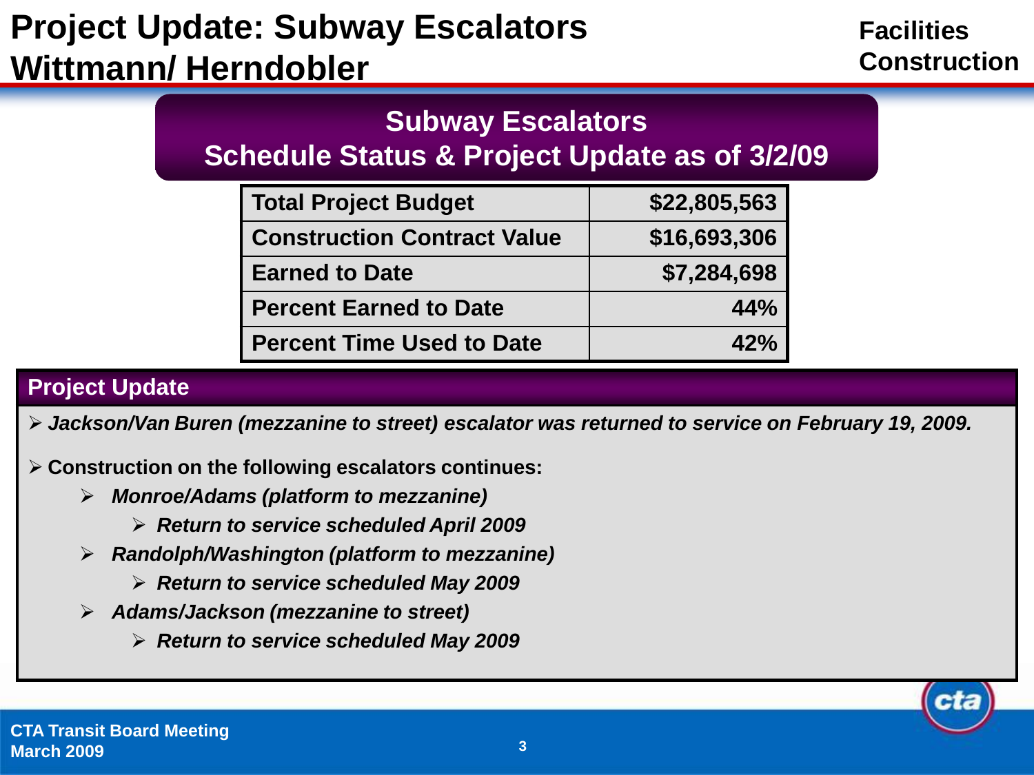# Project Update: Subway Escalators Wittmann/ Herndobler

Facilities Construction

## Subway Escalators
## Schedule Status & Project Update as of 3/2/09

| Total Project Budget | $22,805,563 |
|---|---|
| Construction Contract Value | $16,693,306 |
| Earned to Date | $7,284,698 |
| Percent Earned to Date | 44% |
| Percent Time Used to Date | 42% |

## Project Update

- ***Jackson/Van Buren (mezzanine to street) escalator was returned to service on February 19, 2009.***
- **Construction on the following escalators continues:**
  - ***Monroe/Adams (platform to mezzanine)***
    - ***Return to service scheduled April 2009***
  - ***Randolph/Washington (platform to mezzanine)***
    - ***Return to service scheduled May 2009***
  - ***Adams/Jackson (mezzanine to street)***
    - ***Return to service scheduled May 2009***

CTA Transit Board Meeting
March 2009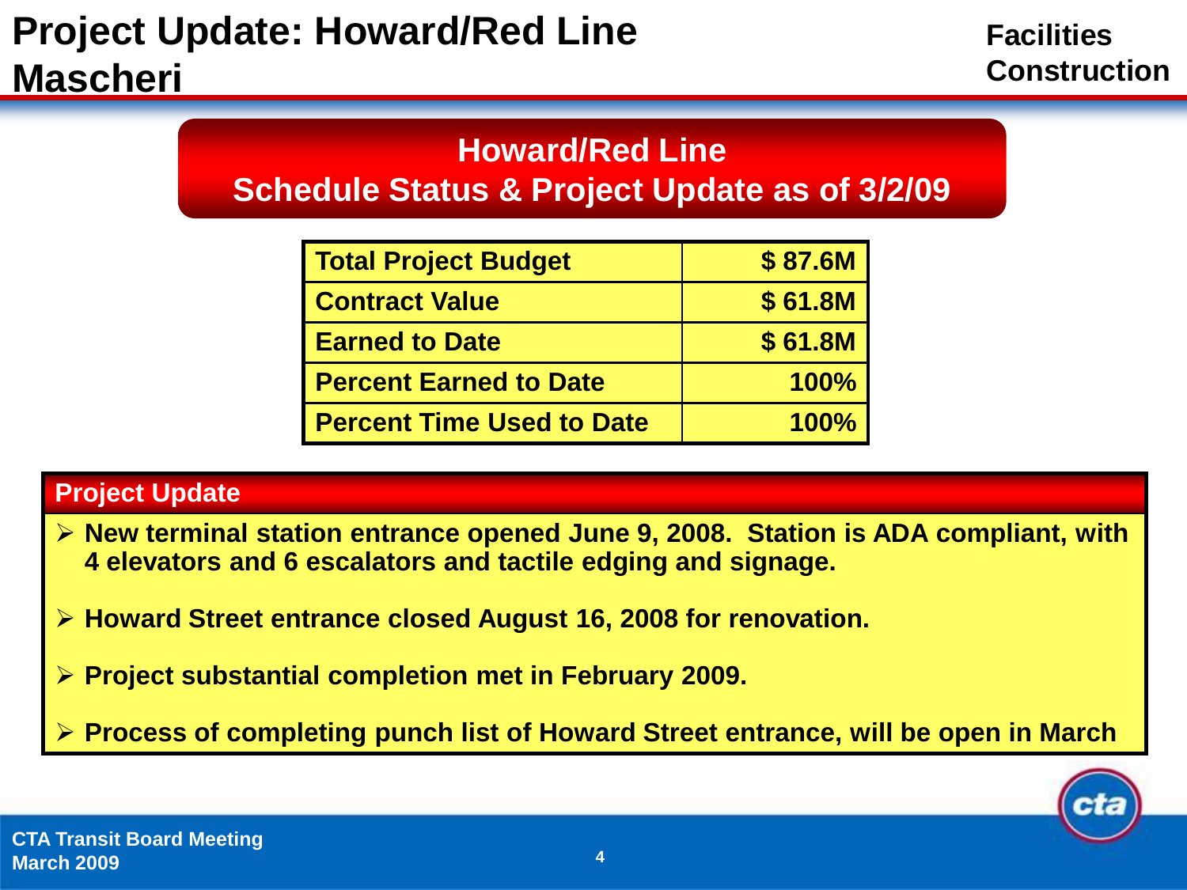# Project Update: Howard/Red Line Mascheri

Facilities Construction

## Howard/Red Line
## Schedule Status & Project Update as of 3/2/09

| Item | Value |
| --- | --- |
| Total Project Budget | $ 87.6M |
| Contract Value | $ 61.8M |
| Earned to Date | $ 61.8M |
| Percent Earned to Date | 100% |
| Percent Time Used to Date | 100% |

### Project Update

- New terminal station entrance opened June 9, 2008. Station is ADA compliant, with 4 elevators and 6 escalators and tactile edging and signage.
- Howard Street entrance closed August 16, 2008 for renovation.
- Project substantial completion met in February 2009.
- Process of completing punch list of Howard Street entrance, will be open in March

CTA Transit Board Meeting
March 2009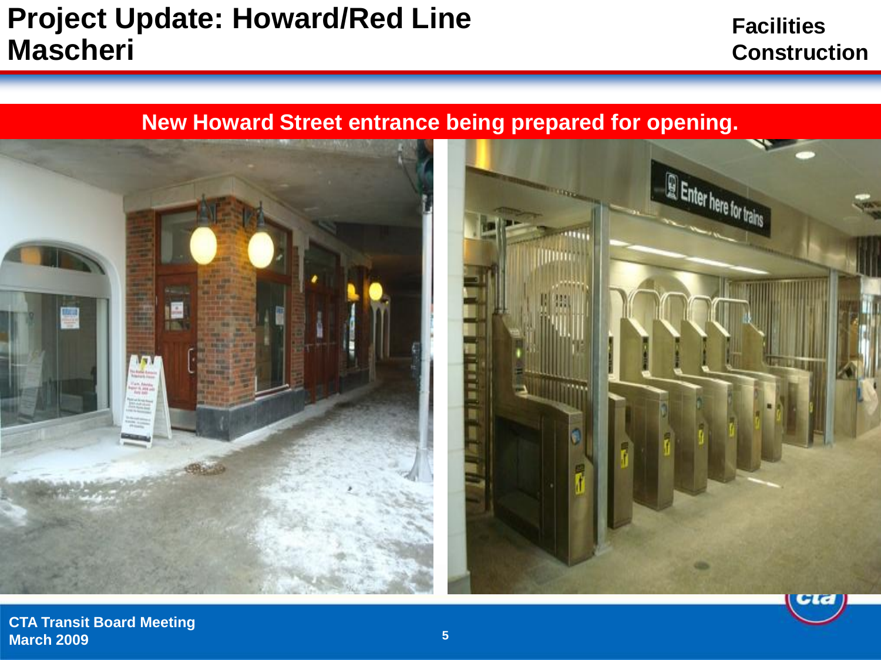# Project Update: Howard/Red Line Mascheri

Facilities Construction

**New Howard Street entrance being prepared for opening.**

CTA Transit Board Meeting
March 2009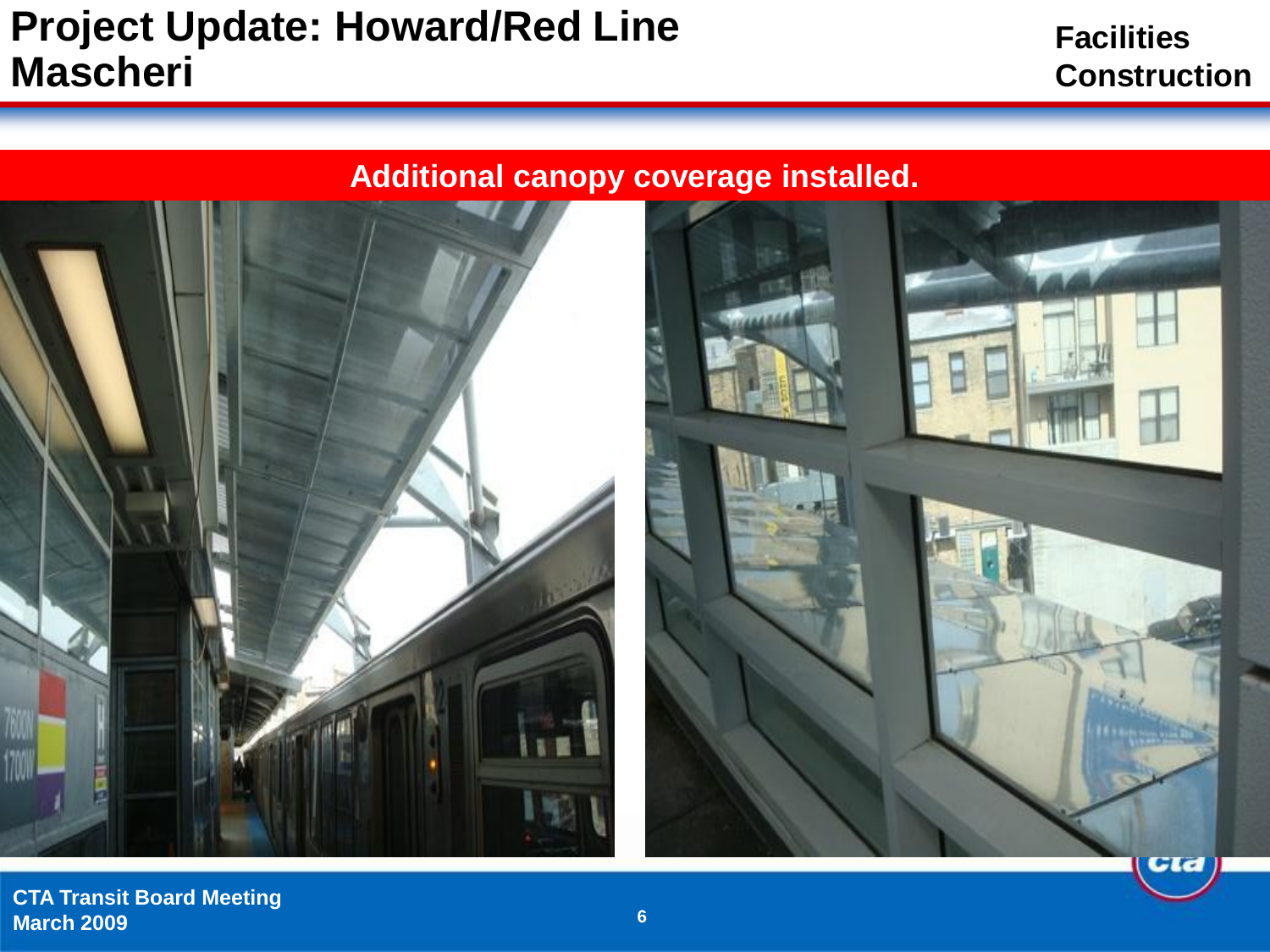# Project Update: Howard/Red Line Mascheri

Facilities Construction

## Additional canopy coverage installed.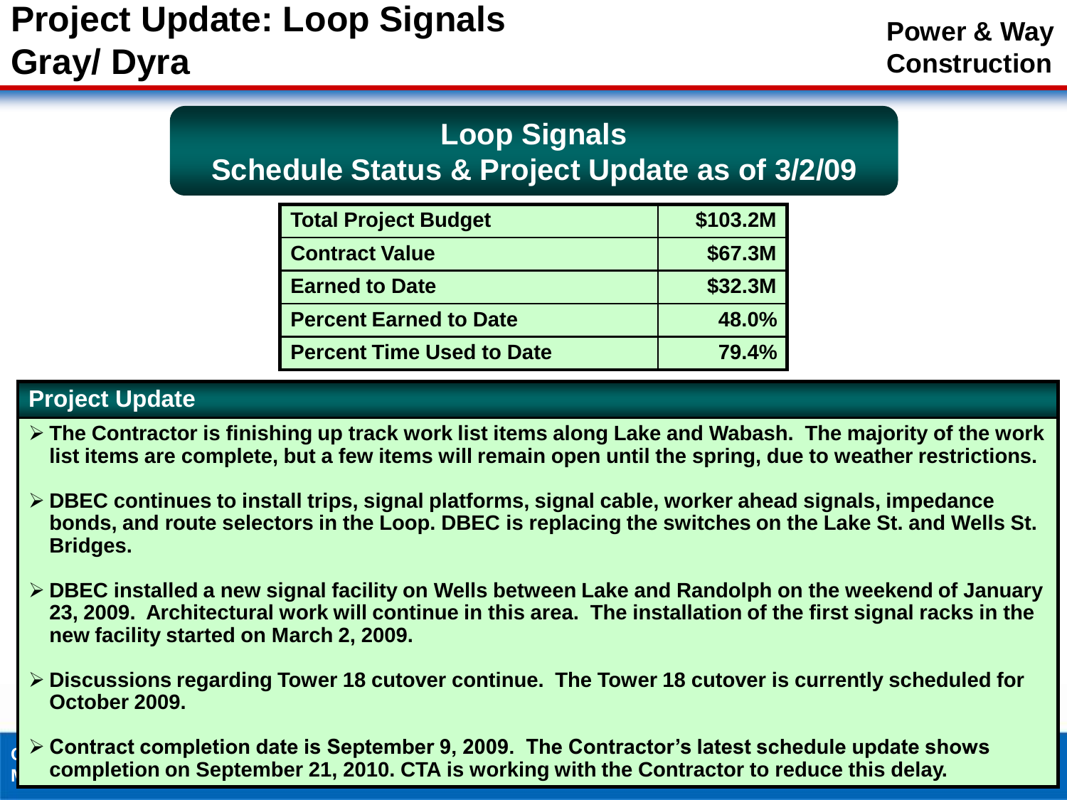# Project Update: Loop Signals Gray/ Dyra

**Power & Way Construction**

## Loop Signals Schedule Status & Project Update as of 3/2/09

| Total Project Budget | $103.2M |
|---|---|
| Contract Value | $67.3M |
| Earned to Date | $32.3M |
| Percent Earned to Date | 48.0% |
| Percent Time Used to Date | 79.4% |

## Project Update

- The Contractor is finishing up track work list items along Lake and Wabash. The majority of the work list items are complete, but a few items will remain open until the spring, due to weather restrictions.
- DBEC continues to install trips, signal platforms, signal cable, worker ahead signals, impedance bonds, and route selectors in the Loop. DBEC is replacing the switches on the Lake St. and Wells St. Bridges.
- DBEC installed a new signal facility on Wells between Lake and Randolph on the weekend of January 23, 2009. Architectural work will continue in this area. The installation of the first signal racks in the new facility started on March 2, 2009.
- Discussions regarding Tower 18 cutover continue. The Tower 18 cutover is currently scheduled for October 2009.
- Contract completion date is September 9, 2009. The Contractor's latest schedule update shows completion on September 21, 2010. CTA is working with the Contractor to reduce this delay.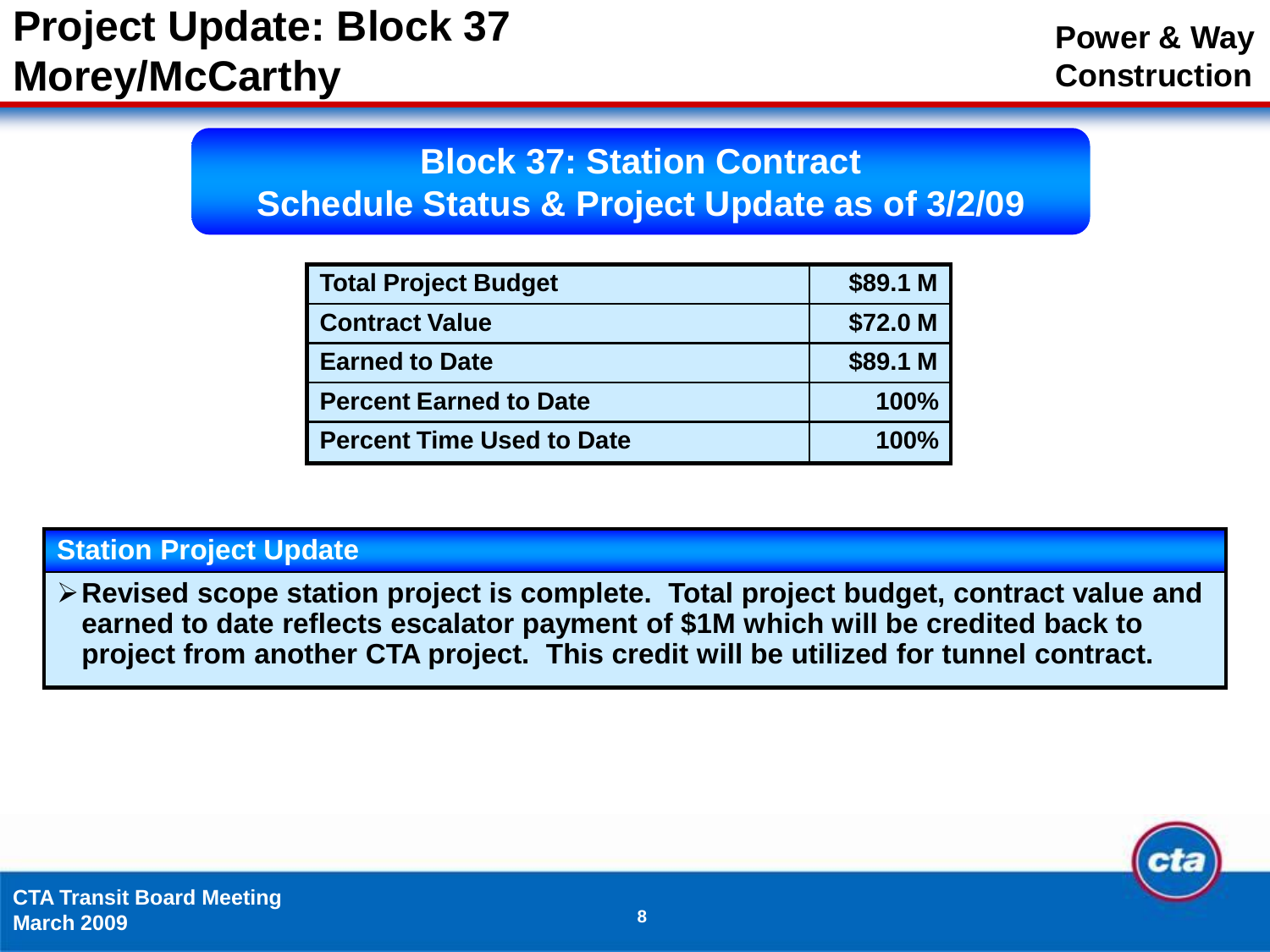# Project Update: Block 37 Morey/McCarthy

**Power & Way Construction**

## Block 37: Station Contract Schedule Status & Project Update as of 3/2/09

| Total Project Budget | $89.1 M |
|---|---|
| Contract Value | $72.0 M |
| Earned to Date | $89.1 M |
| Percent Earned to Date | 100% |
| Percent Time Used to Date | 100% |

### Station Project Update

- **Revised scope station project is complete. Total project budget, contract value and earned to date reflects escalator payment of $1M which will be credited back to project from another CTA project. This credit will be utilized for tunnel contract.**

CTA Transit Board Meeting
March 2009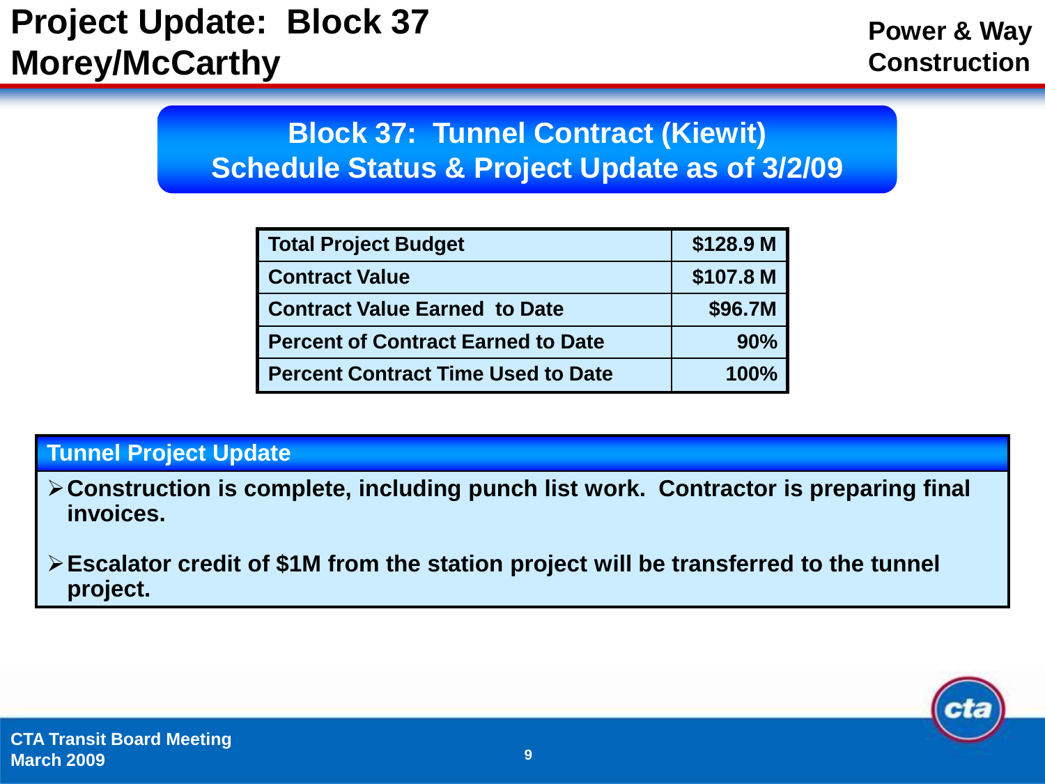# Project Update: Block 37 Morey/McCarthy

**Power & Way Construction**

## Block 37: Tunnel Contract (Kiewit) Schedule Status & Project Update as of 3/2/09

| Total Project Budget | $128.9 M |
|---|---|
| Contract Value | $107.8 M |
| Contract Value Earned to Date | $96.7M |
| Percent of Contract Earned to Date | 90% |
| Percent Contract Time Used to Date | 100% |

### Tunnel Project Update

- **Construction is complete, including punch list work. Contractor is preparing final invoices.**
- **Escalator credit of $1M from the station project will be transferred to the tunnel project.**

CTA Transit Board Meeting
March 2009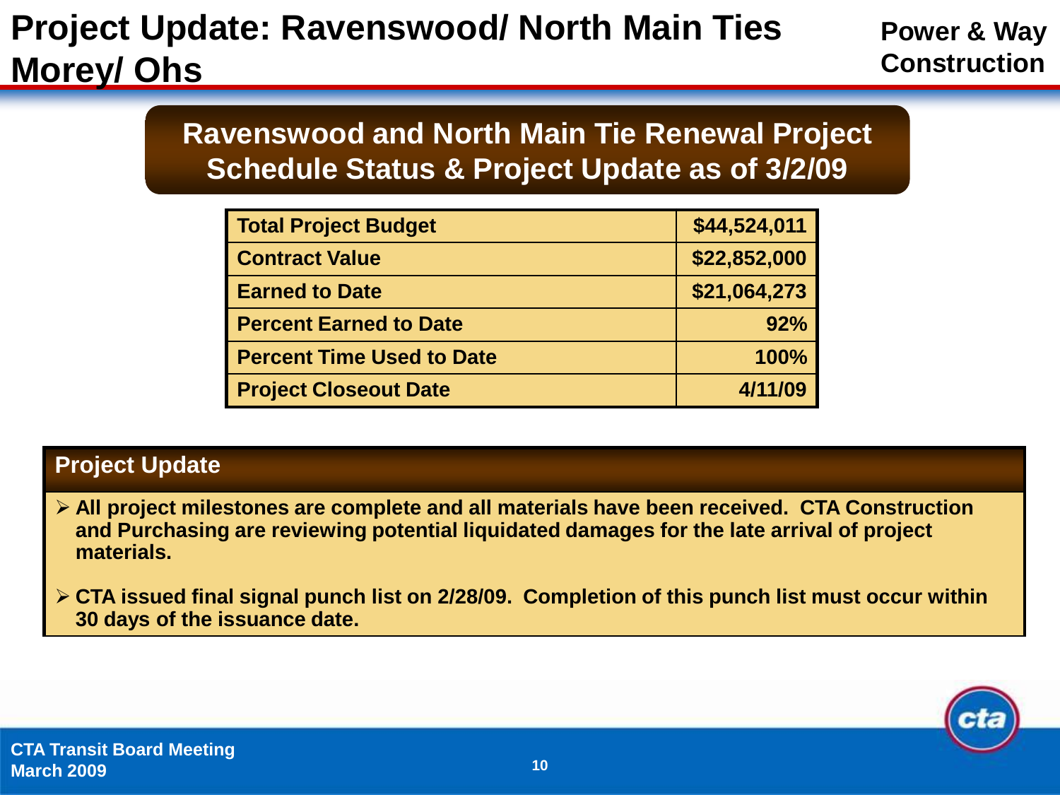# Project Update: Ravenswood/ North Main Ties Morey/ Ohs

**Power & Way Construction**

## Ravenswood and North Main Tie Renewal Project Schedule Status & Project Update as of 3/2/09

| Total Project Budget | $44,524,011 |
|---|---|
| Contract Value | $22,852,000 |
| Earned to Date | $21,064,273 |
| Percent Earned to Date | 92% |
| Percent Time Used to Date | 100% |
| Project Closeout Date | 4/11/09 |

### Project Update

- **All project milestones are complete and all materials have been received. CTA Construction and Purchasing are reviewing potential liquidated damages for the late arrival of project materials.**
- **CTA issued final signal punch list on 2/28/09. Completion of this punch list must occur within 30 days of the issuance date.**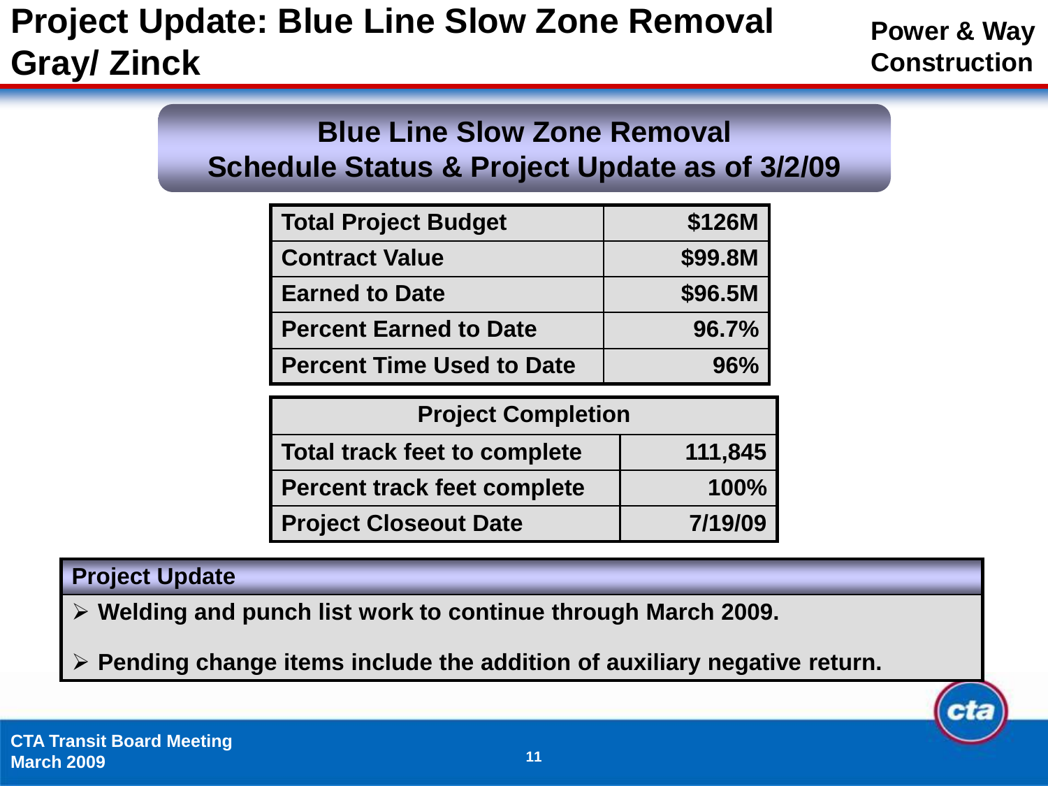# Project Update: Blue Line Slow Zone Removal Gray/ Zinck

**Power & Way Construction**

## Blue Line Slow Zone Removal Schedule Status & Project Update as of 3/2/09

| | |
|---|---|
| **Total Project Budget** | **$126M** |
| **Contract Value** | **$99.8M** |
| **Earned to Date** | **$96.5M** |
| **Percent Earned to Date** | **96.7%** |
| **Percent Time Used to Date** | **96%** |

| Project Completion | |
|---|---|
| **Total track feet to complete** | **111,845** |
| **Percent track feet complete** | **100%** |
| **Project Closeout Date** | **7/19/09** |

**Project Update**

- **Welding and punch list work to continue through March 2009.**
- **Pending change items include the addition of auxiliary negative return.**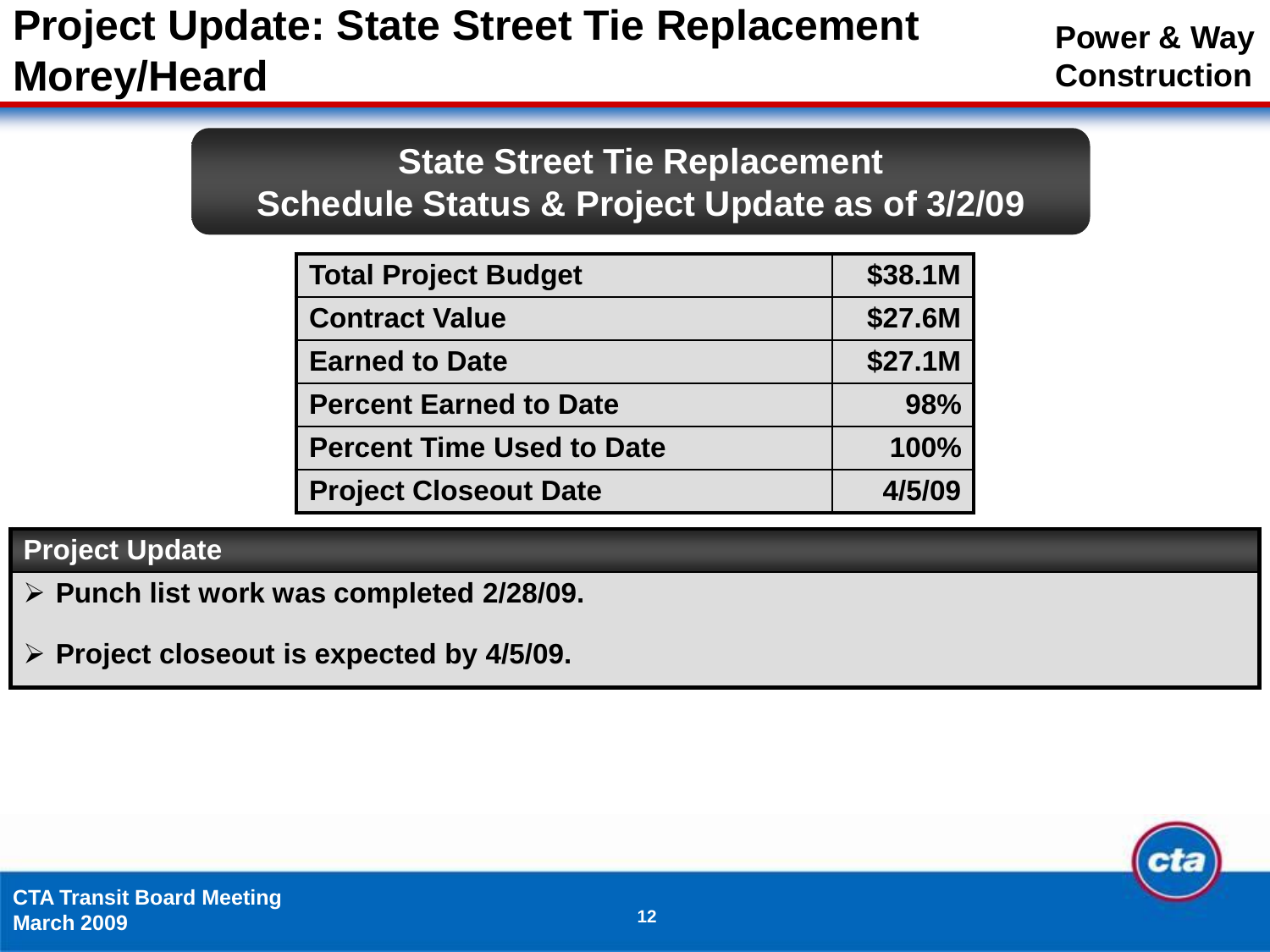# Project Update: State Street Tie Replacement Morey/Heard

**Power & Way Construction**

## State Street Tie Replacement
## Schedule Status & Project Update as of 3/2/09

| Total Project Budget | $38.1M |
|---|---|
| Contract Value | $27.6M |
| Earned to Date | $27.1M |
| Percent Earned to Date | 98% |
| Percent Time Used to Date | 100% |
| Project Closeout Date | 4/5/09 |

### Project Update

- **Punch list work was completed 2/28/09.**
- **Project closeout is expected by 4/5/09.**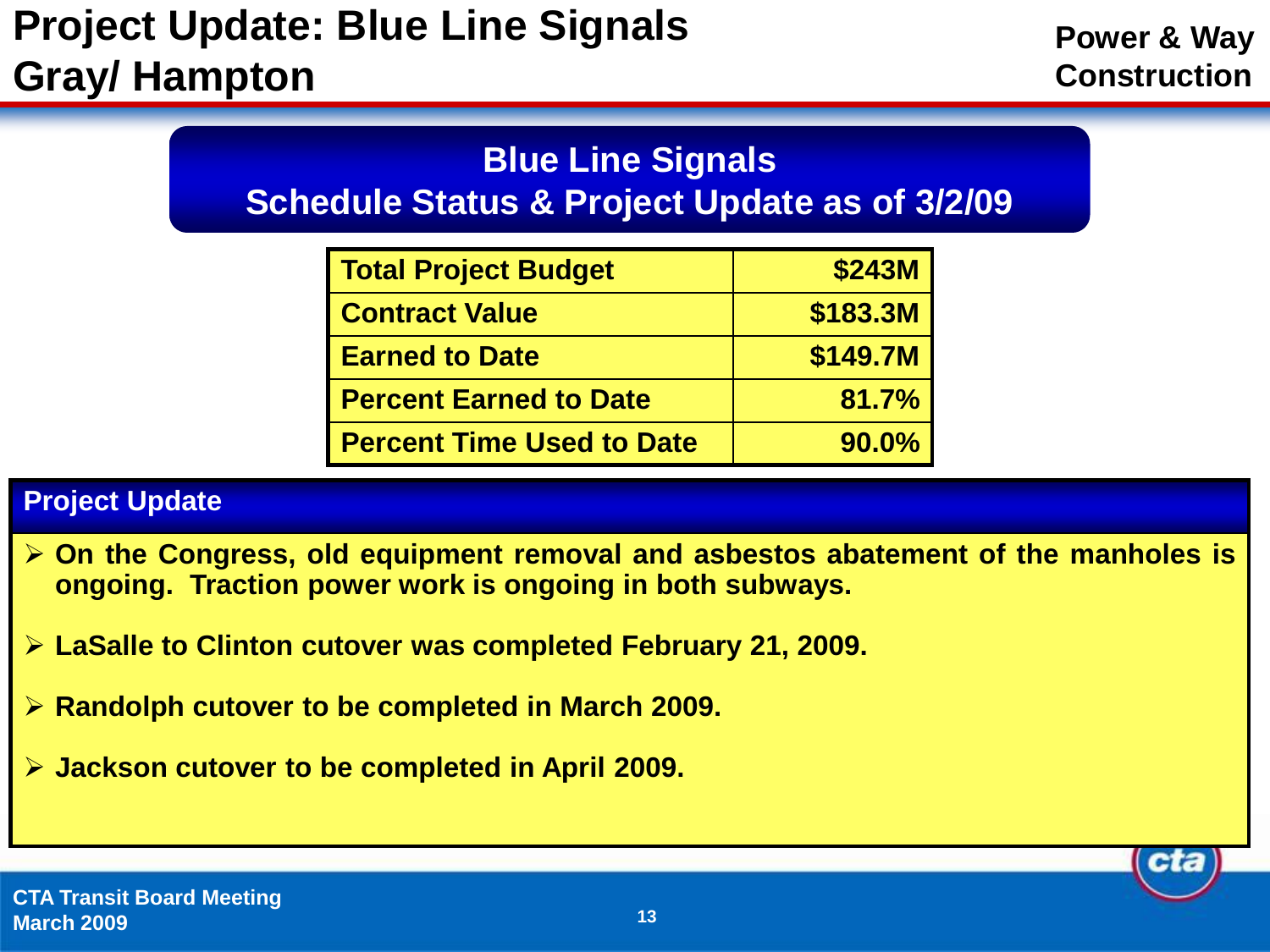# Project Update: Blue Line Signals Gray/ Hampton

**Power & Way Construction**

## Blue Line Signals
## Schedule Status & Project Update as of 3/2/09

| | |
|---|---|
| **Total Project Budget** | **$243M** |
| **Contract Value** | **$183.3M** |
| **Earned to Date** | **$149.7M** |
| **Percent Earned to Date** | **81.7%** |
| **Percent Time Used to Date** | **90.0%** |

### Project Update

- **On the Congress, old equipment removal and asbestos abatement of the manholes is ongoing. Traction power work is ongoing in both subways.**
- **LaSalle to Clinton cutover was completed February 21, 2009.**
- **Randolph cutover to be completed in March 2009.**
- **Jackson cutover to be completed in April 2009.**

**CTA Transit Board Meeting**
**March 2009**